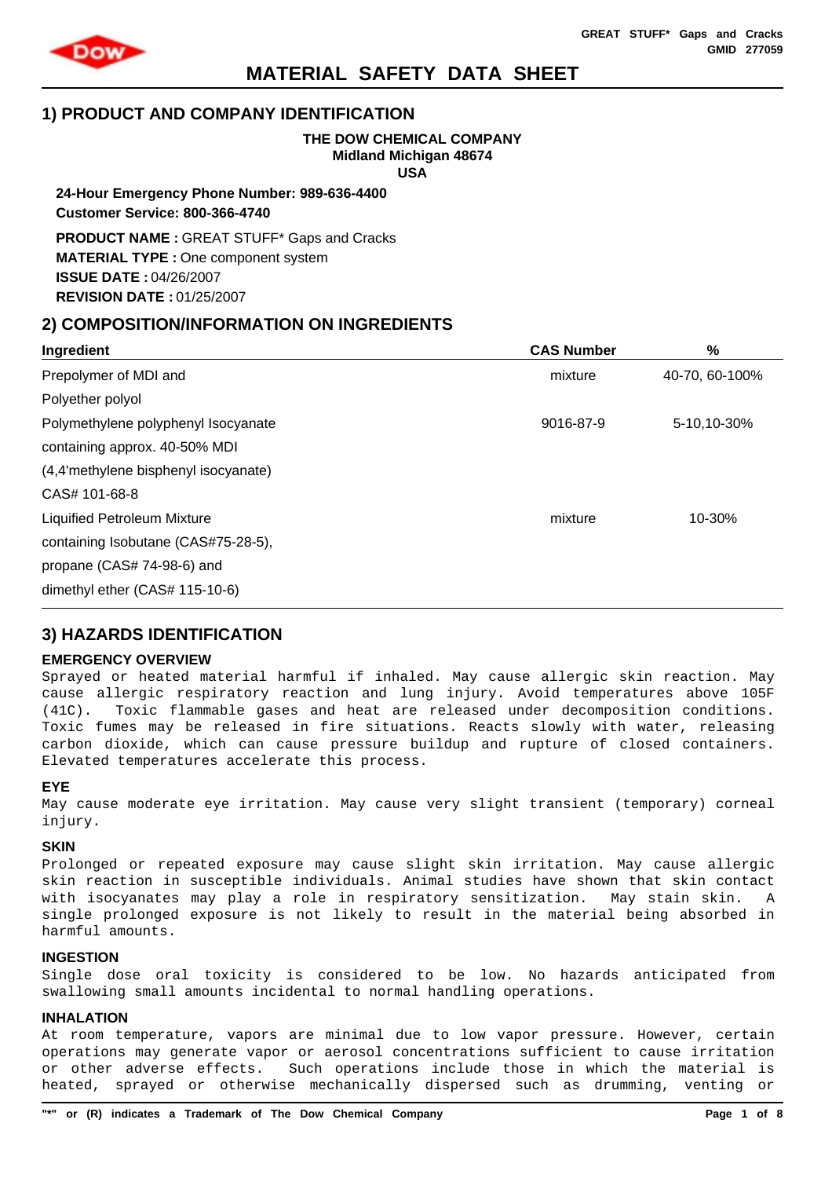# MATERIAL SAFETY DATA SHEET

GREAT STUFF* Gaps and Cracks
GMID 277059

## 1) PRODUCT AND COMPANY IDENTIFICATION

**THE DOW CHEMICAL COMPANY**
**Midland Michigan 48674**
**USA**

**24-Hour Emergency Phone Number: 989-636-4400**
**Customer Service: 800-366-4740**

**PRODUCT NAME :** GREAT STUFF* Gaps and Cracks
**MATERIAL TYPE :** One component system
**ISSUE DATE :** 04/26/2007
**REVISION DATE :** 01/25/2007

## 2) COMPOSITION/INFORMATION ON INGREDIENTS

| Ingredient | CAS Number | % |
|---|---|---|
| Prepolymer of MDI and Polyether polyol | mixture | 40-70, 60-100% |
| Polymethylene polyphenyl Isocyanate containing approx. 40-50% MDI (4,4'methylene bisphenyl isocyanate) CAS# 101-68-8 | 9016-87-9 | 5-10,10-30% |
| Liquified Petroleum Mixture containing Isobutane (CAS#75-28-5), propane (CAS# 74-98-6) and dimethyl ether (CAS# 115-10-6) | mixture | 10-30% |

## 3) HAZARDS IDENTIFICATION

### EMERGENCY OVERVIEW

Sprayed or heated material harmful if inhaled. May cause allergic skin reaction. May cause allergic respiratory reaction and lung injury. Avoid temperatures above 105F (41C). Toxic flammable gases and heat are released under decomposition conditions. Toxic fumes may be released in fire situations. Reacts slowly with water, releasing carbon dioxide, which can cause pressure buildup and rupture of closed containers. Elevated temperatures accelerate this process.

### EYE

May cause moderate eye irritation. May cause very slight transient (temporary) corneal injury.

### SKIN

Prolonged or repeated exposure may cause slight skin irritation. May cause allergic skin reaction in susceptible individuals. Animal studies have shown that skin contact with isocyanates may play a role in respiratory sensitization. May stain skin. A single prolonged exposure is not likely to result in the material being absorbed in harmful amounts.

### INGESTION

Single dose oral toxicity is considered to be low. No hazards anticipated from swallowing small amounts incidental to normal handling operations.

### INHALATION

At room temperature, vapors are minimal due to low vapor pressure. However, certain operations may generate vapor or aerosol concentrations sufficient to cause irritation or other adverse effects. Such operations include those in which the material is heated, sprayed or otherwise mechanically dispersed such as drumming, venting or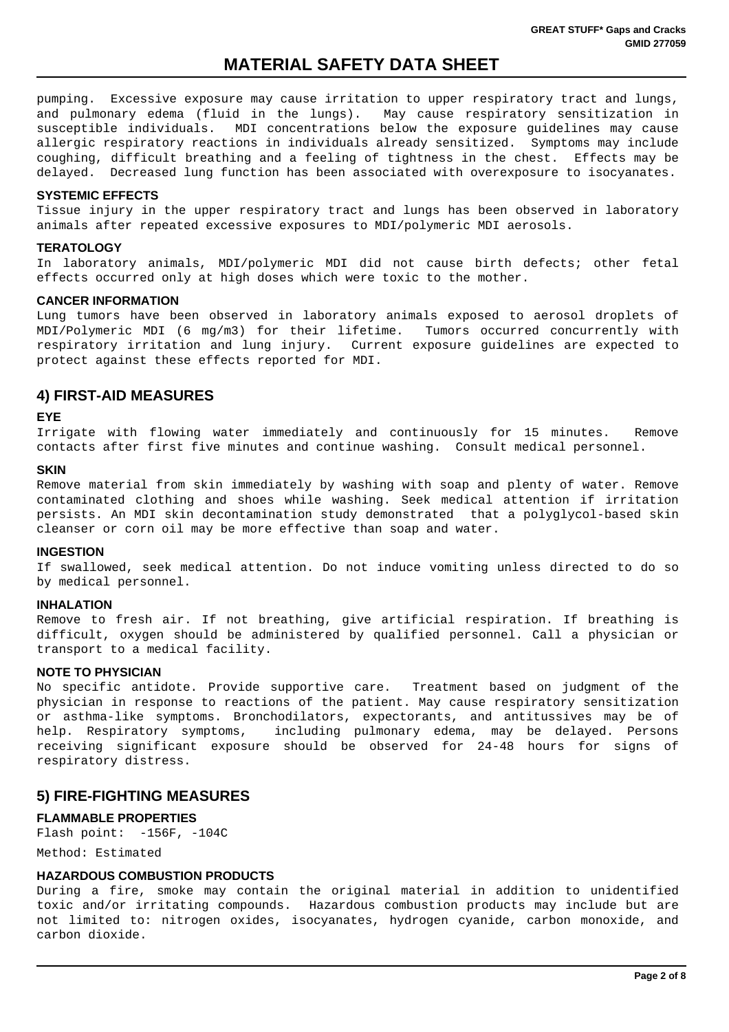pumping. Excessive exposure may cause irritation to upper respiratory tract and lungs, and pulmonary edema (fluid in the lungs). May cause respiratory sensitization in susceptible individuals. MDI concentrations below the exposure guidelines may cause allergic respiratory reactions in individuals already sensitized. Symptoms may include coughing, difficult breathing and a feeling of tightness in the chest. Effects may be delayed. Decreased lung function has been associated with overexposure to isocyanates.

### SYSTEMIC EFFECTS

Tissue injury in the upper respiratory tract and lungs has been observed in laboratory animals after repeated excessive exposures to MDI/polymeric MDI aerosols.

### TERATOLOGY

In laboratory animals, MDI/polymeric MDI did not cause birth defects; other fetal effects occurred only at high doses which were toxic to the mother.

### CANCER INFORMATION

Lung tumors have been observed in laboratory animals exposed to aerosol droplets of MDI/Polymeric MDI (6 mg/m3) for their lifetime. Tumors occurred concurrently with respiratory irritation and lung injury. Current exposure guidelines are expected to protect against these effects reported for MDI.

## 4) FIRST-AID MEASURES

### EYE

Irrigate with flowing water immediately and continuously for 15 minutes. Remove contacts after first five minutes and continue washing. Consult medical personnel.

### SKIN

Remove material from skin immediately by washing with soap and plenty of water. Remove contaminated clothing and shoes while washing. Seek medical attention if irritation persists. An MDI skin decontamination study demonstrated that a polyglycol-based skin cleanser or corn oil may be more effective than soap and water.

### INGESTION

If swallowed, seek medical attention. Do not induce vomiting unless directed to do so by medical personnel.

### INHALATION

Remove to fresh air. If not breathing, give artificial respiration. If breathing is difficult, oxygen should be administered by qualified personnel. Call a physician or transport to a medical facility.

### NOTE TO PHYSICIAN

No specific antidote. Provide supportive care. Treatment based on judgment of the physician in response to reactions of the patient. May cause respiratory sensitization or asthma-like symptoms. Bronchodilators, expectorants, and antitussives may be of help. Respiratory symptoms, including pulmonary edema, may be delayed. Persons receiving significant exposure should be observed for 24-48 hours for signs of respiratory distress.

## 5) FIRE-FIGHTING MEASURES

### FLAMMABLE PROPERTIES

Flash point: -156F, -104C

Method: Estimated

### HAZARDOUS COMBUSTION PRODUCTS

During a fire, smoke may contain the original material in addition to unidentified toxic and/or irritating compounds. Hazardous combustion products may include but are not limited to: nitrogen oxides, isocyanates, hydrogen cyanide, carbon monoxide, and carbon dioxide.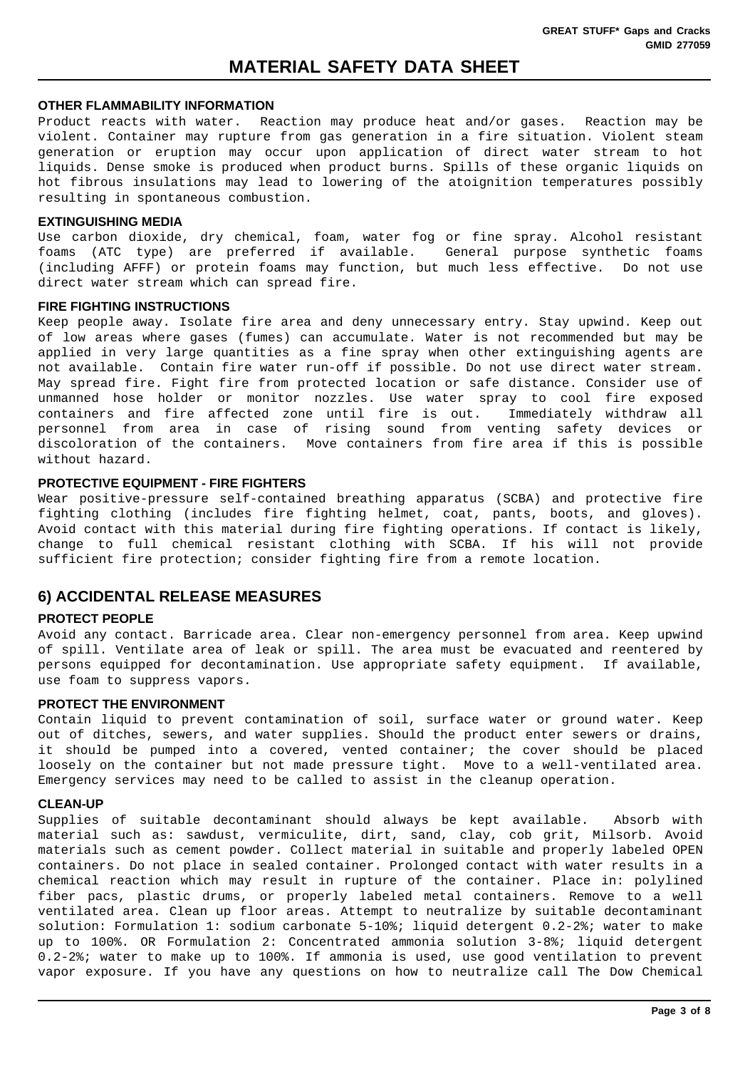**OTHER FLAMMABILITY INFORMATION**

Product reacts with water. Reaction may produce heat and/or gases. Reaction may be violent. Container may rupture from gas generation in a fire situation. Violent steam generation or eruption may occur upon application of direct water stream to hot liquids. Dense smoke is produced when product burns. Spills of these organic liquids on hot fibrous insulations may lead to lowering of the atoignition temperatures possibly resulting in spontaneous combustion.

**EXTINGUISHING MEDIA**

Use carbon dioxide, dry chemical, foam, water fog or fine spray. Alcohol resistant foams (ATC type) are preferred if available. General purpose synthetic foams (including AFFF) or protein foams may function, but much less effective. Do not use direct water stream which can spread fire.

**FIRE FIGHTING INSTRUCTIONS**

Keep people away. Isolate fire area and deny unnecessary entry. Stay upwind. Keep out of low areas where gases (fumes) can accumulate. Water is not recommended but may be applied in very large quantities as a fine spray when other extinguishing agents are not available. Contain fire water run-off if possible. Do not use direct water stream. May spread fire. Fight fire from protected location or safe distance. Consider use of unmanned hose holder or monitor nozzles. Use water spray to cool fire exposed containers and fire affected zone until fire is out. Immediately withdraw all personnel from area in case of rising sound from venting safety devices or discoloration of the containers. Move containers from fire area if this is possible without hazard.

**PROTECTIVE EQUIPMENT - FIRE FIGHTERS**

Wear positive-pressure self-contained breathing apparatus (SCBA) and protective fire fighting clothing (includes fire fighting helmet, coat, pants, boots, and gloves). Avoid contact with this material during fire fighting operations. If contact is likely, change to full chemical resistant clothing with SCBA. If his will not provide sufficient fire protection; consider fighting fire from a remote location.

## 6) ACCIDENTAL RELEASE MEASURES

**PROTECT PEOPLE**

Avoid any contact. Barricade area. Clear non-emergency personnel from area. Keep upwind of spill. Ventilate area of leak or spill. The area must be evacuated and reentered by persons equipped for decontamination. Use appropriate safety equipment. If available, use foam to suppress vapors.

**PROTECT THE ENVIRONMENT**

Contain liquid to prevent contamination of soil, surface water or ground water. Keep out of ditches, sewers, and water supplies. Should the product enter sewers or drains, it should be pumped into a covered, vented container; the cover should be placed loosely on the container but not made pressure tight. Move to a well-ventilated area. Emergency services may need to be called to assist in the cleanup operation.

**CLEAN-UP**

Supplies of suitable decontaminant should always be kept available. Absorb with material such as: sawdust, vermiculite, dirt, sand, clay, cob grit, Milsorb. Avoid materials such as cement powder. Collect material in suitable and properly labeled OPEN containers. Do not place in sealed container. Prolonged contact with water results in a chemical reaction which may result in rupture of the container. Place in: polylined fiber pacs, plastic drums, or properly labeled metal containers. Remove to a well ventilated area. Clean up floor areas. Attempt to neutralize by suitable decontaminant solution: Formulation 1: sodium carbonate 5-10%; liquid detergent 0.2-2%; water to make up to 100%. OR Formulation 2: Concentrated ammonia solution 3-8%; liquid detergent 0.2-2%; water to make up to 100%. If ammonia is used, use good ventilation to prevent vapor exposure. If you have any questions on how to neutralize call The Dow Chemical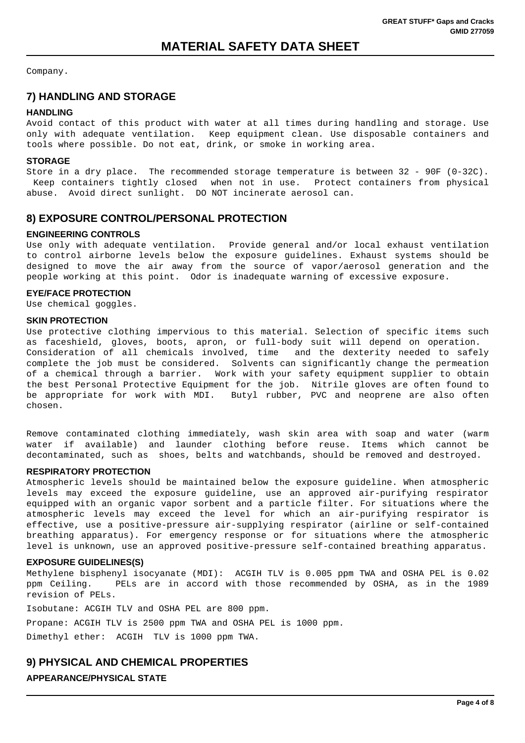Company.

## 7) HANDLING AND STORAGE

### HANDLING

Avoid contact of this product with water at all times during handling and storage. Use only with adequate ventilation. Keep equipment clean. Use disposable containers and tools where possible. Do not eat, drink, or smoke in working area.

### STORAGE

Store in a dry place. The recommended storage temperature is between 32 - 90F (0-32C). Keep containers tightly closed when not in use. Protect containers from physical abuse. Avoid direct sunlight. DO NOT incinerate aerosol can.

## 8) EXPOSURE CONTROL/PERSONAL PROTECTION

### ENGINEERING CONTROLS

Use only with adequate ventilation. Provide general and/or local exhaust ventilation to control airborne levels below the exposure guidelines. Exhaust systems should be designed to move the air away from the source of vapor/aerosol generation and the people working at this point. Odor is inadequate warning of excessive exposure.

### EYE/FACE PROTECTION

Use chemical goggles.

### SKIN PROTECTION

Use protective clothing impervious to this material. Selection of specific items such as faceshield, gloves, boots, apron, or full-body suit will depend on operation. Consideration of all chemicals involved, time and the dexterity needed to safely complete the job must be considered. Solvents can significantly change the permeation of a chemical through a barrier. Work with your safety equipment supplier to obtain the best Personal Protective Equipment for the job. Nitrile gloves are often found to be appropriate for work with MDI. Butyl rubber, PVC and neoprene are also often chosen.

Remove contaminated clothing immediately, wash skin area with soap and water (warm water if available) and launder clothing before reuse. Items which cannot be decontaminated, such as shoes, belts and watchbands, should be removed and destroyed.

### RESPIRATORY PROTECTION

Atmospheric levels should be maintained below the exposure guideline. When atmospheric levels may exceed the exposure guideline, use an approved air-purifying respirator equipped with an organic vapor sorbent and a particle filter. For situations where the atmospheric levels may exceed the level for which an air-purifying respirator is effective, use a positive-pressure air-supplying respirator (airline or self-contained breathing apparatus). For emergency response or for situations where the atmospheric level is unknown, use an approved positive-pressure self-contained breathing apparatus.

### EXPOSURE GUIDELINES(S)

Methylene bisphenyl isocyanate (MDI): ACGIH TLV is 0.005 ppm TWA and OSHA PEL is 0.02 ppm Ceiling. PELs are in accord with those recommended by OSHA, as in the 1989 revision of PELs.

Isobutane: ACGIH TLV and OSHA PEL are 800 ppm.

Propane: ACGIH TLV is 2500 ppm TWA and OSHA PEL is 1000 ppm.

Dimethyl ether: ACGIH TLV is 1000 ppm TWA.

## 9) PHYSICAL AND CHEMICAL PROPERTIES

### APPEARANCE/PHYSICAL STATE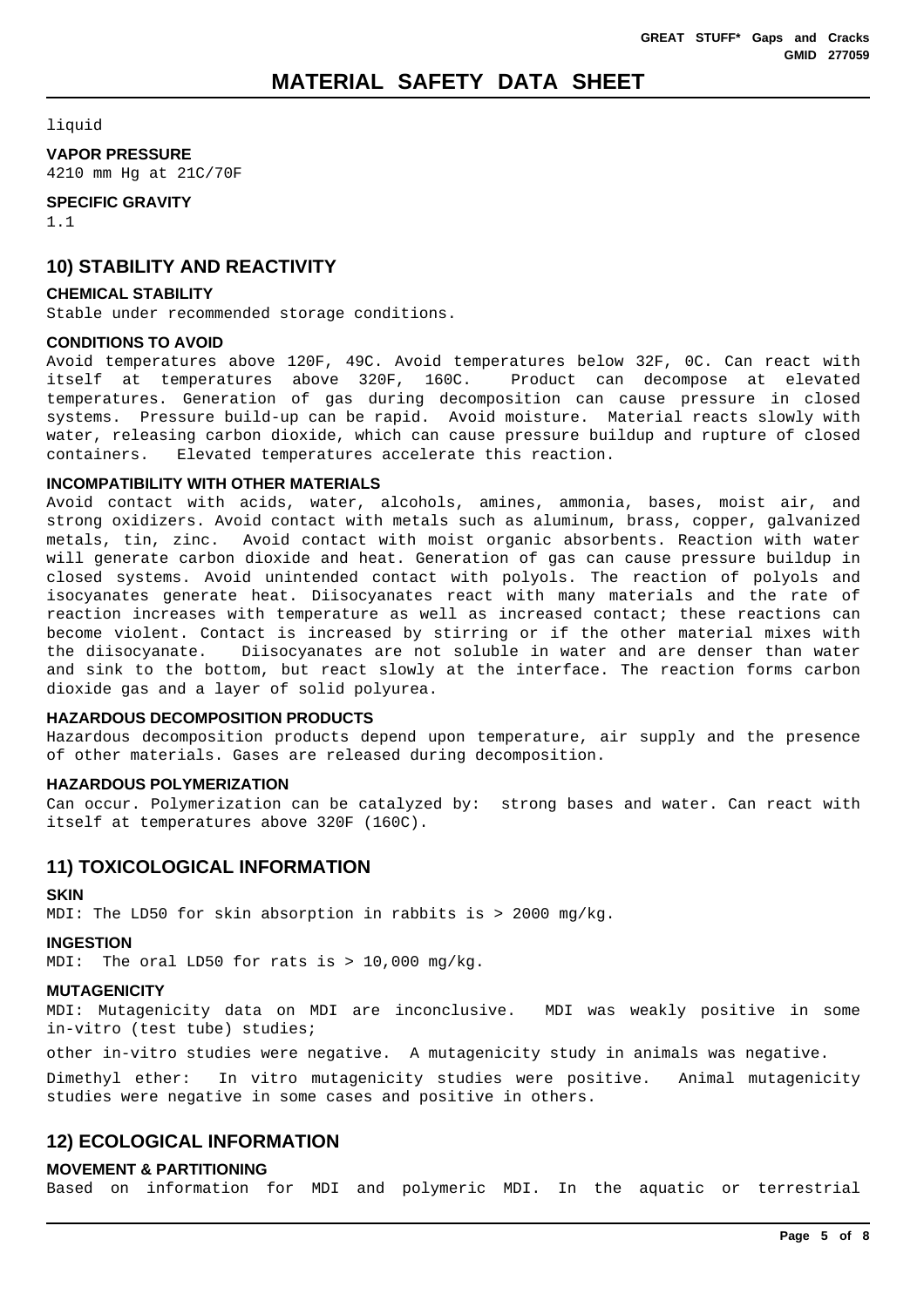liquid

**VAPOR PRESSURE**
4210 mm Hg at 21C/70F

**SPECIFIC GRAVITY**
1.1

## 10) STABILITY AND REACTIVITY

**CHEMICAL STABILITY**
Stable under recommended storage conditions.

**CONDITIONS TO AVOID**
Avoid temperatures above 120F, 49C. Avoid temperatures below 32F, 0C. Can react with itself at temperatures above 320F, 160C. Product can decompose at elevated temperatures. Generation of gas during decomposition can cause pressure in closed systems. Pressure build-up can be rapid. Avoid moisture. Material reacts slowly with water, releasing carbon dioxide, which can cause pressure buildup and rupture of closed containers. Elevated temperatures accelerate this reaction.

**INCOMPATIBILITY WITH OTHER MATERIALS**
Avoid contact with acids, water, alcohols, amines, ammonia, bases, moist air, and strong oxidizers. Avoid contact with metals such as aluminum, brass, copper, galvanized metals, tin, zinc. Avoid contact with moist organic absorbents. Reaction with water will generate carbon dioxide and heat. Generation of gas can cause pressure buildup in closed systems. Avoid unintended contact with polyols. The reaction of polyols and isocyanates generate heat. Diisocyanates react with many materials and the rate of reaction increases with temperature as well as increased contact; these reactions can become violent. Contact is increased by stirring or if the other material mixes with the diisocyanate. Diisocyanates are not soluble in water and are denser than water and sink to the bottom, but react slowly at the interface. The reaction forms carbon dioxide gas and a layer of solid polyurea.

**HAZARDOUS DECOMPOSITION PRODUCTS**
Hazardous decomposition products depend upon temperature, air supply and the presence of other materials. Gases are released during decomposition.

**HAZARDOUS POLYMERIZATION**
Can occur. Polymerization can be catalyzed by: strong bases and water. Can react with itself at temperatures above 320F (160C).

## 11) TOXICOLOGICAL INFORMATION

**SKIN**
MDI: The LD50 for skin absorption in rabbits is > 2000 mg/kg.

**INGESTION**
MDI: The oral LD50 for rats is > 10,000 mg/kg.

**MUTAGENICITY**
MDI: Mutagenicity data on MDI are inconclusive. MDI was weakly positive in some in-vitro (test tube) studies;

other in-vitro studies were negative. A mutagenicity study in animals was negative.

Dimethyl ether: In vitro mutagenicity studies were positive. Animal mutagenicity studies were negative in some cases and positive in others.

## 12) ECOLOGICAL INFORMATION

**MOVEMENT & PARTITIONING**
Based on information for MDI and polymeric MDI. In the aquatic or terrestrial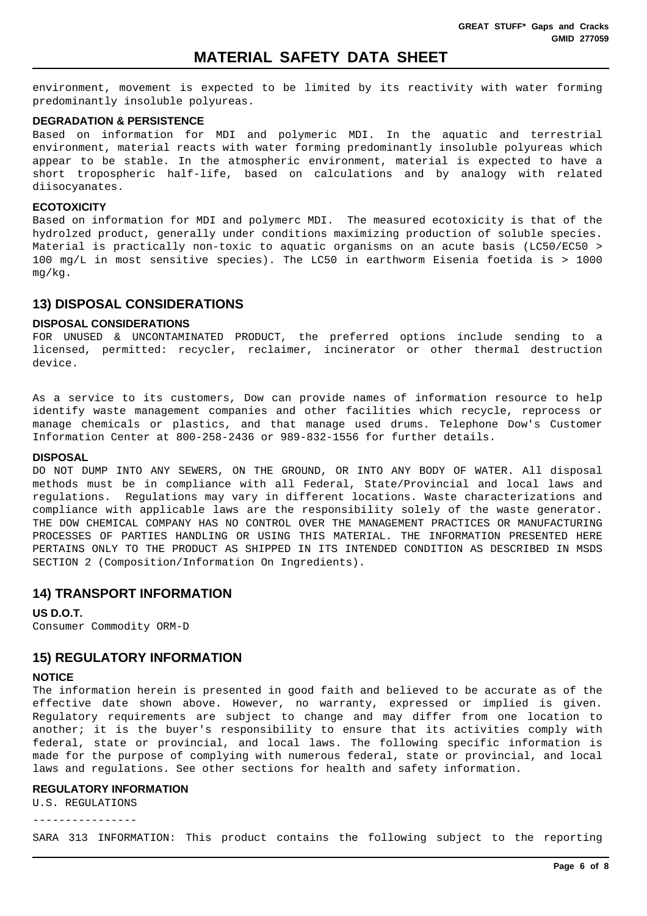environment, movement is expected to be limited by its reactivity with water forming predominantly insoluble polyureas.

#### DEGRADATION & PERSISTENCE

Based on information for MDI and polymeric MDI. In the aquatic and terrestrial environment, material reacts with water forming predominantly insoluble polyureas which appear to be stable. In the atmospheric environment, material is expected to have a short tropospheric half-life, based on calculations and by analogy with related diisocyanates.

#### ECOTOXICITY

Based on information for MDI and polymerc MDI. The measured ecotoxicity is that of the hydrolzed product, generally under conditions maximizing production of soluble species. Material is practically non-toxic to aquatic organisms on an acute basis (LC50/EC50 > 100 mg/L in most sensitive species). The LC50 in earthworm Eisenia foetida is > 1000 mg/kg.

## 13) DISPOSAL CONSIDERATIONS

#### DISPOSAL CONSIDERATIONS

FOR UNUSED & UNCONTAMINATED PRODUCT, the preferred options include sending to a licensed, permitted: recycler, reclaimer, incinerator or other thermal destruction device.

As a service to its customers, Dow can provide names of information resource to help identify waste management companies and other facilities which recycle, reprocess or manage chemicals or plastics, and that manage used drums. Telephone Dow's Customer Information Center at 800-258-2436 or 989-832-1556 for further details.

#### DISPOSAL

DO NOT DUMP INTO ANY SEWERS, ON THE GROUND, OR INTO ANY BODY OF WATER. All disposal methods must be in compliance with all Federal, State/Provincial and local laws and regulations. Regulations may vary in different locations. Waste characterizations and compliance with applicable laws are the responsibility solely of the waste generator. THE DOW CHEMICAL COMPANY HAS NO CONTROL OVER THE MANAGEMENT PRACTICES OR MANUFACTURING PROCESSES OF PARTIES HANDLING OR USING THIS MATERIAL. THE INFORMATION PRESENTED HERE PERTAINS ONLY TO THE PRODUCT AS SHIPPED IN ITS INTENDED CONDITION AS DESCRIBED IN MSDS SECTION 2 (Composition/Information On Ingredients).

## 14) TRANSPORT INFORMATION

#### US D.O.T.

Consumer Commodity ORM-D

## 15) REGULATORY INFORMATION

#### NOTICE

The information herein is presented in good faith and believed to be accurate as of the effective date shown above. However, no warranty, expressed or implied is given. Regulatory requirements are subject to change and may differ from one location to another; it is the buyer's responsibility to ensure that its activities comply with federal, state or provincial, and local laws. The following specific information is made for the purpose of complying with numerous federal, state or provincial, and local laws and regulations. See other sections for health and safety information.

#### REGULATORY INFORMATION

U.S. REGULATIONS

----------------

SARA 313 INFORMATION: This product contains the following subject to the reporting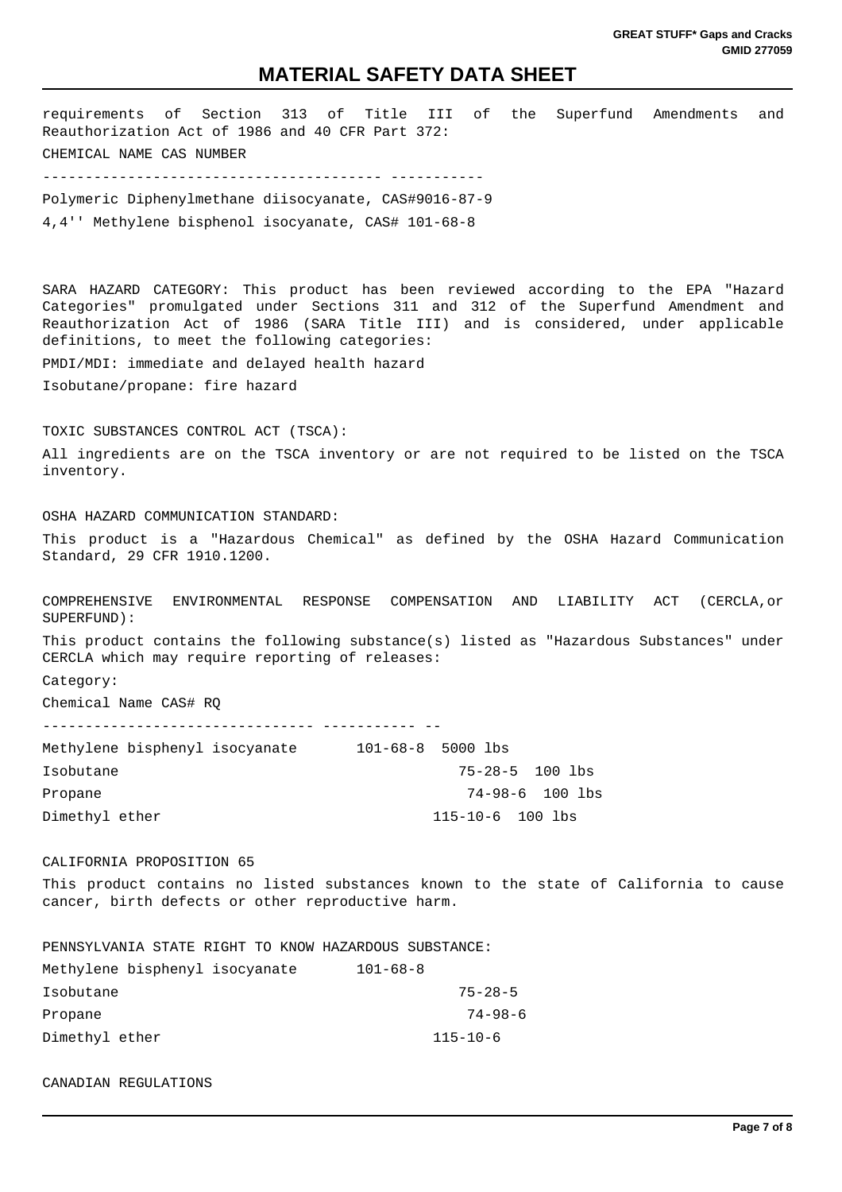requirements of Section 313 of Title III of the Superfund Amendments and Reauthorization Act of 1986 and 40 CFR Part 372:

| CHEMICAL NAME | CAS NUMBER |
| --- | --- |
| Polymeric Diphenylmethane diisocyanate, CAS#9016-87-9 | |
| 4,4'' Methylene bisphenol isocyanate, CAS# 101-68-8 | |

SARA HAZARD CATEGORY: This product has been reviewed according to the EPA "Hazard Categories" promulgated under Sections 311 and 312 of the Superfund Amendment and Reauthorization Act of 1986 (SARA Title III) and is considered, under applicable definitions, to meet the following categories:

PMDI/MDI: immediate and delayed health hazard

Isobutane/propane: fire hazard

TOXIC SUBSTANCES CONTROL ACT (TSCA):

All ingredients are on the TSCA inventory or are not required to be listed on the TSCA inventory.

OSHA HAZARD COMMUNICATION STANDARD:

This product is a "Hazardous Chemical" as defined by the OSHA Hazard Communication Standard, 29 CFR 1910.1200.

COMPREHENSIVE ENVIRONMENTAL RESPONSE COMPENSATION AND LIABILITY ACT (CERCLA,or SUPERFUND):

This product contains the following substance(s) listed as "Hazardous Substances" under CERCLA which may require reporting of releases:

Category:

| Chemical Name | CAS# | RQ |
| --- | --- | --- |
| Methylene bisphenyl isocyanate | 101-68-8 | 5000 lbs |
| Isobutane | 75-28-5 | 100 lbs |
| Propane | 74-98-6 | 100 lbs |
| Dimethyl ether | 115-10-6 | 100 lbs |

CALIFORNIA PROPOSITION 65

This product contains no listed substances known to the state of California to cause cancer, birth defects or other reproductive harm.

PENNSYLVANIA STATE RIGHT TO KNOW HAZARDOUS SUBSTANCE:

| | |
| --- | --- |
| Methylene bisphenyl isocyanate | 101-68-8 |
| Isobutane | 75-28-5 |
| Propane | 74-98-6 |
| Dimethyl ether | 115-10-6 |

CANADIAN REGULATIONS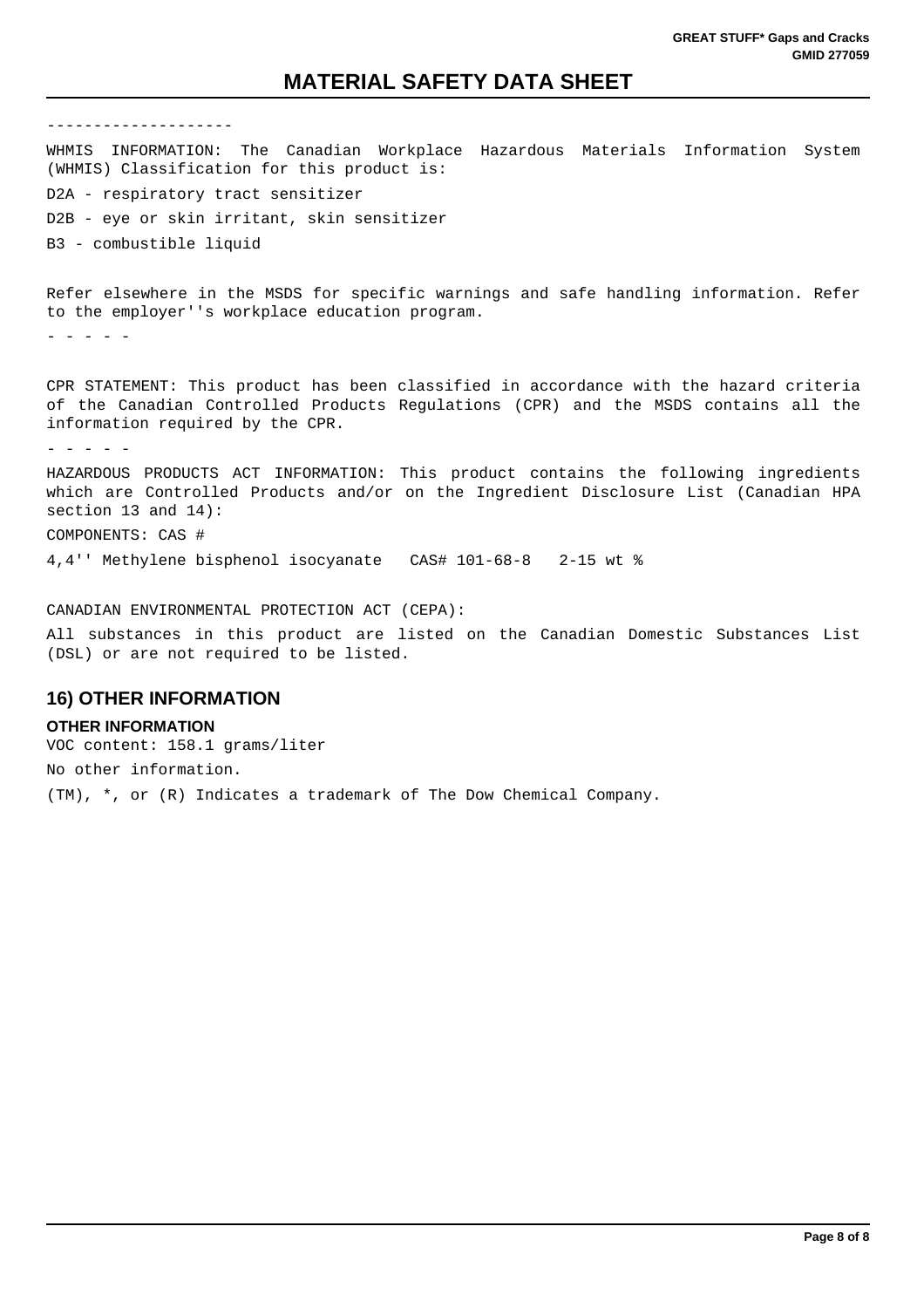--------------------

WHMIS INFORMATION: The Canadian Workplace Hazardous Materials Information System (WHMIS) Classification for this product is:

D2A - respiratory tract sensitizer

D2B - eye or skin irritant, skin sensitizer

B3 - combustible liquid

Refer elsewhere in the MSDS for specific warnings and safe handling information. Refer to the employer''s workplace education program.

- - - - -

CPR STATEMENT: This product has been classified in accordance with the hazard criteria of the Canadian Controlled Products Regulations (CPR) and the MSDS contains all the information required by the CPR.

- - - - -

HAZARDOUS PRODUCTS ACT INFORMATION: This product contains the following ingredients which are Controlled Products and/or on the Ingredient Disclosure List (Canadian HPA section 13 and 14):

COMPONENTS: CAS #

4,4'' Methylene bisphenol isocyanate   CAS# 101-68-8   2-15 wt %

CANADIAN ENVIRONMENTAL PROTECTION ACT (CEPA):

All substances in this product are listed on the Canadian Domestic Substances List (DSL) or are not required to be listed.

## 16) OTHER INFORMATION

**OTHER INFORMATION**

VOC content: 158.1 grams/liter

No other information.

(TM), *, or (R) Indicates a trademark of The Dow Chemical Company.